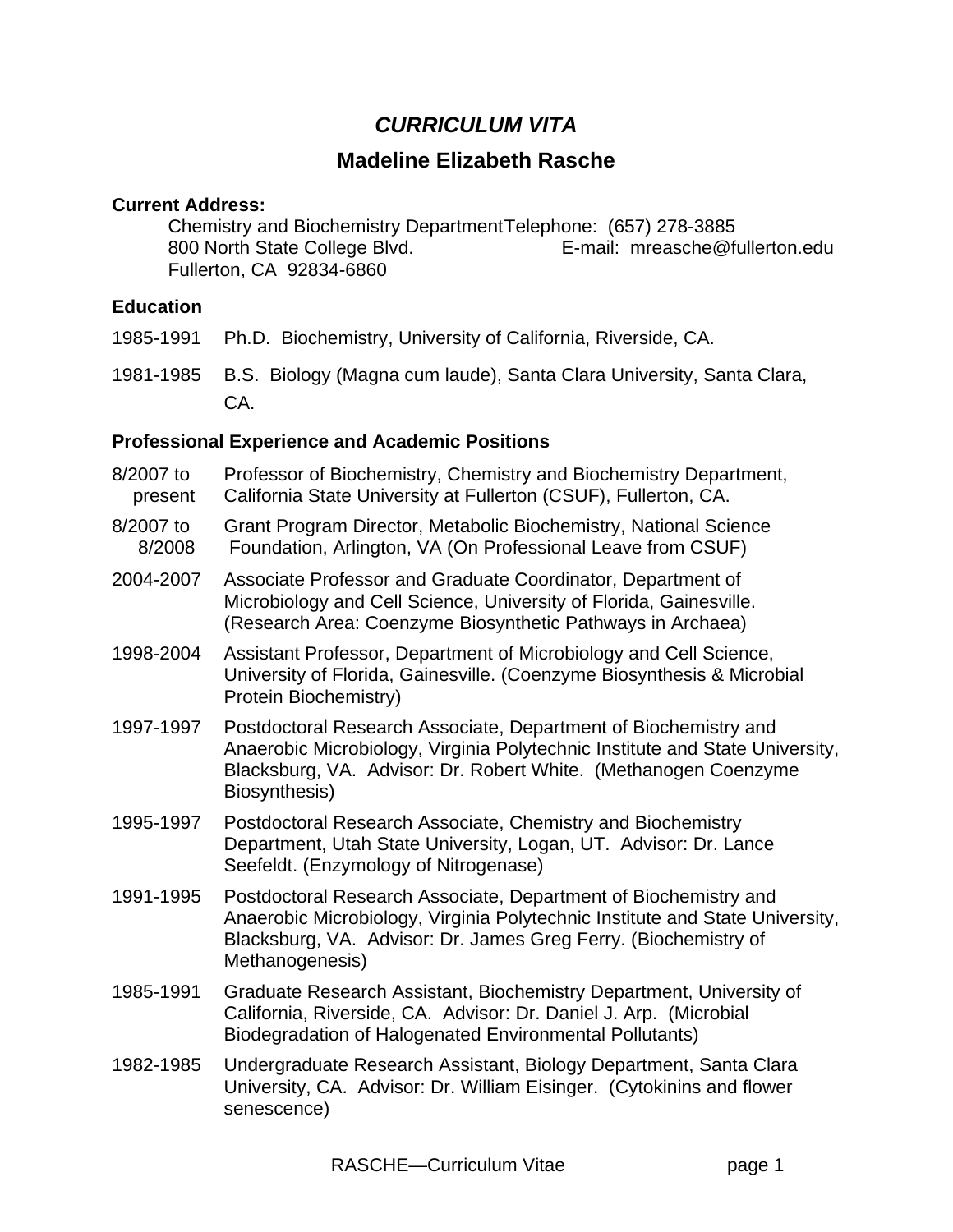# *CURRICULUM VITA*

## Madeline Elizabeth Rasche

**Current Address:**

Chemistry and Biochemistry Department
800 North State College Blvd.
Fullerton, CA 92834-6860

Telephone: (657) 278-3885
E-mail: mreasche@fullerton.edu

### Education

1985-1991 Ph.D. Biochemistry, University of California, Riverside, CA.

1981-1985 B.S. Biology (Magna cum laude), Santa Clara University, Santa Clara, CA.

### Professional Experience and Academic Positions

8/2007 to present — Professor of Biochemistry, Chemistry and Biochemistry Department, California State University at Fullerton (CSUF), Fullerton, CA.

8/2007 to 8/2008 — Grant Program Director, Metabolic Biochemistry, National Science Foundation, Arlington, VA (On Professional Leave from CSUF)

2004-2007 — Associate Professor and Graduate Coordinator, Department of Microbiology and Cell Science, University of Florida, Gainesville. (Research Area: Coenzyme Biosynthetic Pathways in Archaea)

1998-2004 — Assistant Professor, Department of Microbiology and Cell Science, University of Florida, Gainesville. (Coenzyme Biosynthesis & Microbial Protein Biochemistry)

1997-1997 — Postdoctoral Research Associate, Department of Biochemistry and Anaerobic Microbiology, Virginia Polytechnic Institute and State University, Blacksburg, VA. Advisor: Dr. Robert White. (Methanogen Coenzyme Biosynthesis)

1995-1997 — Postdoctoral Research Associate, Chemistry and Biochemistry Department, Utah State University, Logan, UT. Advisor: Dr. Lance Seefeldt. (Enzymology of Nitrogenase)

1991-1995 — Postdoctoral Research Associate, Department of Biochemistry and Anaerobic Microbiology, Virginia Polytechnic Institute and State University, Blacksburg, VA. Advisor: Dr. James Greg Ferry. (Biochemistry of Methanogenesis)

1985-1991 — Graduate Research Assistant, Biochemistry Department, University of California, Riverside, CA. Advisor: Dr. Daniel J. Arp. (Microbial Biodegradation of Halogenated Environmental Pollutants)

1982-1985 — Undergraduate Research Assistant, Biology Department, Santa Clara University, CA. Advisor: Dr. William Eisinger. (Cytokinins and flower senescence)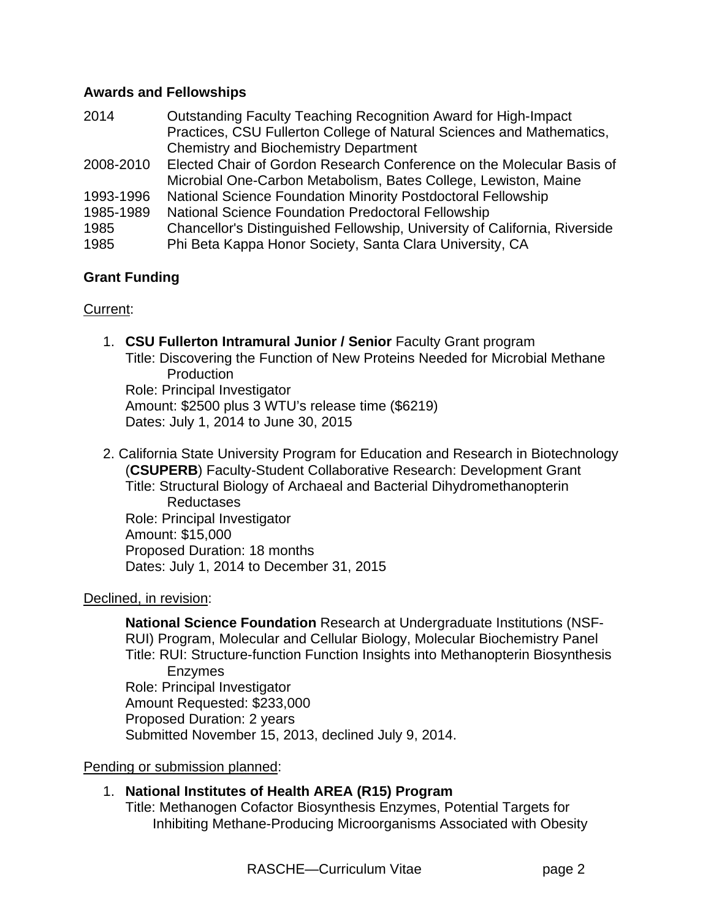**Awards and Fellowships**

| | |
|---|---|
| 2014 | Outstanding Faculty Teaching Recognition Award for High-Impact Practices, CSU Fullerton College of Natural Sciences and Mathematics, Chemistry and Biochemistry Department |
| 2008-2010 | Elected Chair of Gordon Research Conference on the Molecular Basis of Microbial One-Carbon Metabolism, Bates College, Lewiston, Maine |
| 1993-1996 | National Science Foundation Minority Postdoctoral Fellowship |
| 1985-1989 | National Science Foundation Predoctoral Fellowship |
| 1985 | Chancellor's Distinguished Fellowship, University of California, Riverside |
| 1985 | Phi Beta Kappa Honor Society, Santa Clara University, CA |

**Grant Funding**

Current:

1. **CSU Fullerton Intramural Junior / Senior** Faculty Grant program
   Title: Discovering the Function of New Proteins Needed for Microbial Methane Production
   Role: Principal Investigator
   Amount: $2500 plus 3 WTU's release time ($6219)
   Dates: July 1, 2014 to June 30, 2015

2. California State University Program for Education and Research in Biotechnology (**CSUPERB**) Faculty-Student Collaborative Research: Development Grant
   Title: Structural Biology of Archaeal and Bacterial Dihydromethanopterin Reductases
   Role: Principal Investigator
   Amount: $15,000
   Proposed Duration: 18 months
   Dates: July 1, 2014 to December 31, 2015

Declined, in revision:

**National Science Foundation** Research at Undergraduate Institutions (NSF-RUI) Program, Molecular and Cellular Biology, Molecular Biochemistry Panel
Title: RUI: Structure-function Function Insights into Methanopterin Biosynthesis Enzymes
Role: Principal Investigator
Amount Requested: $233,000
Proposed Duration: 2 years
Submitted November 15, 2013, declined July 9, 2014.

Pending or submission planned:

1. **National Institutes of Health AREA (R15) Program**
   Title: Methanogen Cofactor Biosynthesis Enzymes, Potential Targets for Inhibiting Methane-Producing Microorganisms Associated with Obesity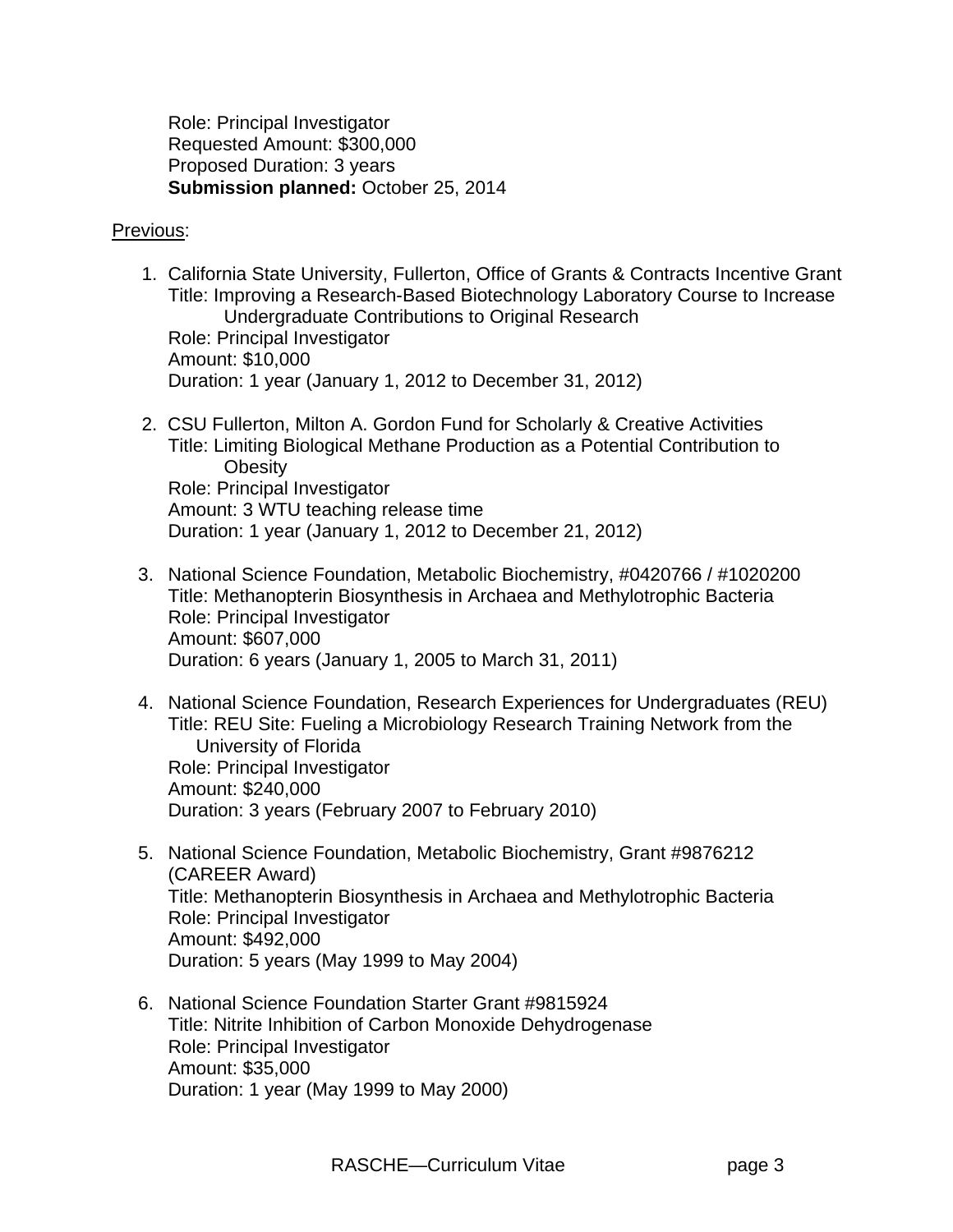Role: Principal Investigator
Requested Amount: $300,000
Proposed Duration: 3 years
**Submission planned:** October 25, 2014

Previous:

1. California State University, Fullerton, Office of Grants & Contracts Incentive Grant
   Title: Improving a Research-Based Biotechnology Laboratory Course to Increase Undergraduate Contributions to Original Research
   Role: Principal Investigator
   Amount: $10,000
   Duration: 1 year (January 1, 2012 to December 31, 2012)

2. CSU Fullerton, Milton A. Gordon Fund for Scholarly & Creative Activities
   Title: Limiting Biological Methane Production as a Potential Contribution to Obesity
   Role: Principal Investigator
   Amount: 3 WTU teaching release time
   Duration: 1 year (January 1, 2012 to December 21, 2012)

3. National Science Foundation, Metabolic Biochemistry, #0420766 / #1020200
   Title: Methanopterin Biosynthesis in Archaea and Methylotrophic Bacteria
   Role: Principal Investigator
   Amount: $607,000
   Duration: 6 years (January 1, 2005 to March 31, 2011)

4. National Science Foundation, Research Experiences for Undergraduates (REU)
   Title: REU Site: Fueling a Microbiology Research Training Network from the University of Florida
   Role: Principal Investigator
   Amount: $240,000
   Duration: 3 years (February 2007 to February 2010)

5. National Science Foundation, Metabolic Biochemistry, Grant #9876212 (CAREER Award)
   Title: Methanopterin Biosynthesis in Archaea and Methylotrophic Bacteria
   Role: Principal Investigator
   Amount: $492,000
   Duration: 5 years (May 1999 to May 2004)

6. National Science Foundation Starter Grant #9815924
   Title: Nitrite Inhibition of Carbon Monoxide Dehydrogenase
   Role: Principal Investigator
   Amount: $35,000
   Duration: 1 year (May 1999 to May 2000)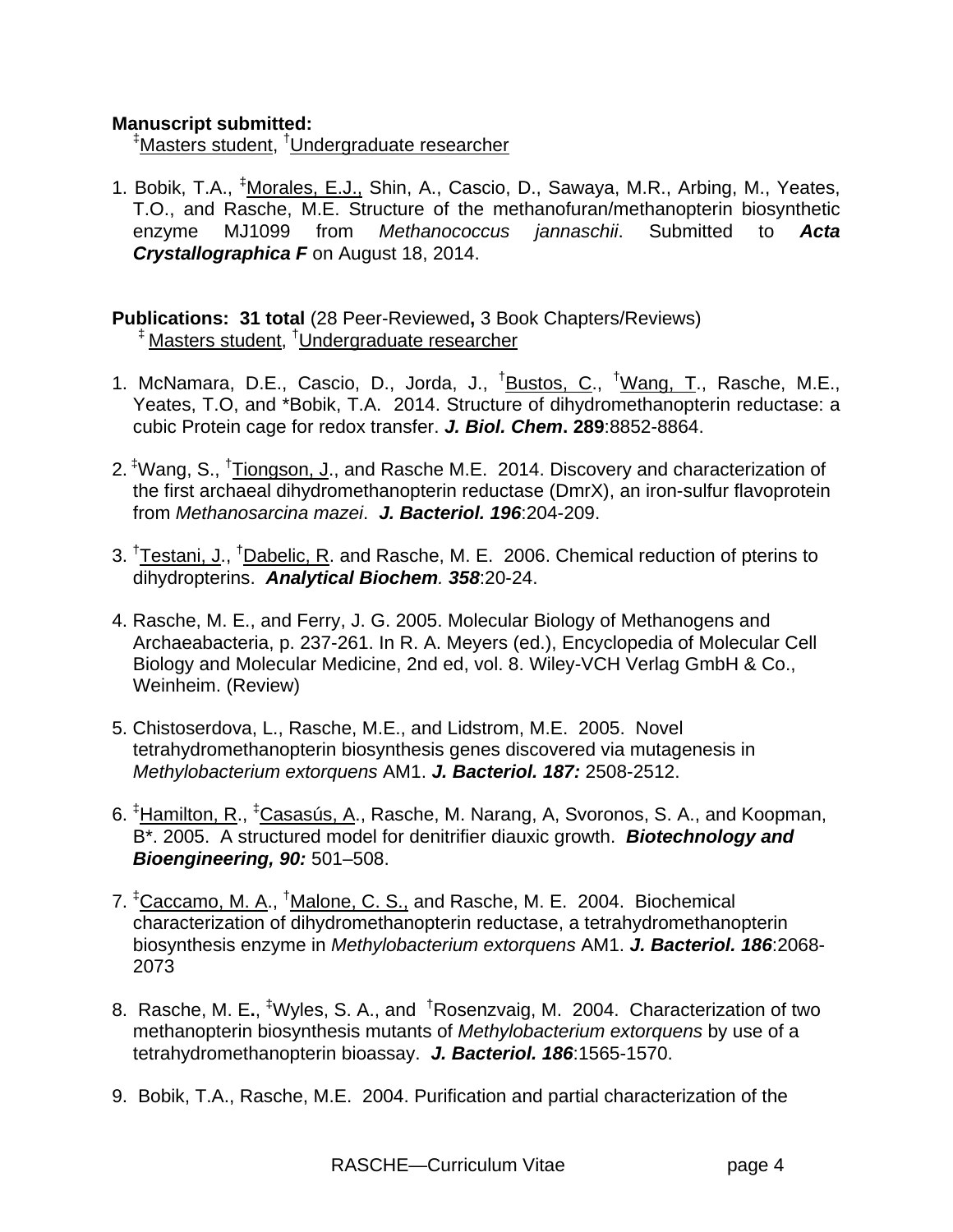**Manuscript submitted:**
‡Masters student, †Undergraduate researcher

1. Bobik, T.A., ‡Morales, E.J., Shin, A., Cascio, D., Sawaya, M.R., Arbing, M., Yeates, T.O., and Rasche, M.E. Structure of the methanofuran/methanopterin biosynthetic enzyme MJ1099 from *Methanococcus jannaschii*. Submitted to ***Acta Crystallographica F*** on August 18, 2014.

**Publications: 31 total** (28 Peer-Reviewed**,** 3 Book Chapters/Reviews)
‡ Masters student, †Undergraduate researcher

1. McNamara, D.E., Cascio, D., Jorda, J., †Bustos, C., †Wang, T., Rasche, M.E., Yeates, T.O, and *Bobik, T.A. 2014. Structure of dihydromethanopterin reductase: a cubic Protein cage for redox transfer. ***J. Biol. Chem*. 289**:8852-8864.

2. ‡Wang, S., †Tiongson, J., and Rasche M.E. 2014. Discovery and characterization of the first archaeal dihydromethanopterin reductase (DmrX), an iron-sulfur flavoprotein from *Methanosarcina mazei*. ***J. Bacteriol. 196***:204-209.

3. †Testani, J., †Dabelic, R. and Rasche, M. E. 2006. Chemical reduction of pterins to dihydropterins. ***Analytical Biochem*. *358***:20-24.

4. Rasche, M. E., and Ferry, J. G. 2005. Molecular Biology of Methanogens and Archaeabacteria, p. 237-261. In R. A. Meyers (ed.), Encyclopedia of Molecular Cell Biology and Molecular Medicine, 2nd ed, vol. 8. Wiley-VCH Verlag GmbH & Co., Weinheim. (Review)

5. Chistoserdova, L., Rasche, M.E., and Lidstrom, M.E. 2005. Novel tetrahydromethanopterin biosynthesis genes discovered via mutagenesis in *Methylobacterium extorquens* AM1. ***J. Bacteriol. 187:*** 2508-2512.

6. ‡Hamilton, R., ‡Casasús, A., Rasche, M. Narang, A, Svoronos, S. A., and Koopman, B*. 2005. A structured model for denitrifier diauxic growth. ***Biotechnology and Bioengineering, 90:*** 501–508.

7. ‡Caccamo, M. A., †Malone, C. S., and Rasche, M. E. 2004. Biochemical characterization of dihydromethanopterin reductase, a tetrahydromethanopterin biosynthesis enzyme in *Methylobacterium extorquens* AM1. ***J. Bacteriol. 186***:2068-2073

8. Rasche, M. E**.**, ‡Wyles, S. A., and †Rosenzvaig, M. 2004. Characterization of two methanopterin biosynthesis mutants of *Methylobacterium extorquens* by use of a tetrahydromethanopterin bioassay. ***J. Bacteriol. 186***:1565-1570.

9. Bobik, T.A., Rasche, M.E. 2004. Purification and partial characterization of the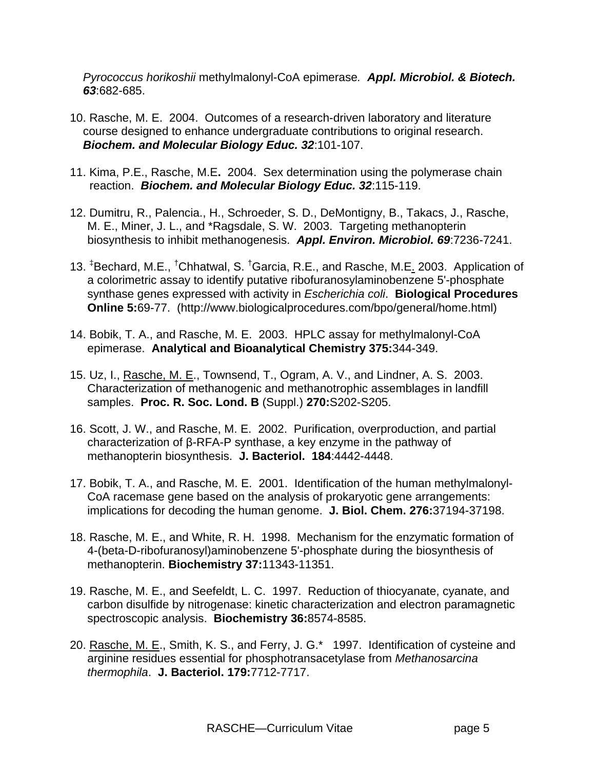*Pyrococcus horikoshii* methylmalonyl-CoA epimerase*.* ***Appl. Microbiol. & Biotech. 63***:682-685.

10. Rasche, M. E. 2004. Outcomes of a research-driven laboratory and literature course designed to enhance undergraduate contributions to original research. ***Biochem. and Molecular Biology Educ. 32***:101-107.

11. Kima, P.E., Rasche, M.E**.** 2004. Sex determination using the polymerase chain reaction. ***Biochem. and Molecular Biology Educ. 32***:115-119.

12. Dumitru, R., Palencia., H., Schroeder, S. D., DeMontigny, B., Takacs, J., Rasche, M. E., Miner, J. L., and *Ragsdale, S. W. 2003. Targeting methanopterin biosynthesis to inhibit methanogenesis. ***Appl. Environ. Microbiol. 69***:7236-7241.

13. [‡]Bechard, M.E., [†]Chhatwal, S. [†]Garcia, R.E., and Rasche, M.E. 2003. Application of a colorimetric assay to identify putative ribofuranosylaminobenzene 5'-phosphate synthase genes expressed with activity in *Escherichia coli*. **Biological Procedures Online 5:**69-77. (http://www.biologicalprocedures.com/bpo/general/home.html)

14. Bobik, T. A., and Rasche, M. E. 2003. HPLC assay for methylmalonyl-CoA epimerase. **Analytical and Bioanalytical Chemistry 375:**344-349.

15. Uz, I., Rasche, M. E., Townsend, T., Ogram, A. V., and Lindner, A. S. 2003. Characterization of methanogenic and methanotrophic assemblages in landfill samples. **Proc. R. Soc. Lond. B** (Suppl.) **270:**S202-S205.

16. Scott, J. W., and Rasche, M. E. 2002. Purification, overproduction, and partial characterization of β-RFA-P synthase, a key enzyme in the pathway of methanopterin biosynthesis. **J. Bacteriol. 184**:4442-4448.

17. Bobik, T. A., and Rasche, M. E. 2001. Identification of the human methylmalonyl-CoA racemase gene based on the analysis of prokaryotic gene arrangements: implications for decoding the human genome. **J. Biol. Chem. 276:**37194-37198.

18. Rasche, M. E., and White, R. H. 1998. Mechanism for the enzymatic formation of 4-(beta-D-ribofuranosyl)aminobenzene 5'-phosphate during the biosynthesis of methanopterin. **Biochemistry 37:**11343-11351.

19. Rasche, M. E., and Seefeldt, L. C. 1997. Reduction of thiocyanate, cyanate, and carbon disulfide by nitrogenase: kinetic characterization and electron paramagnetic spectroscopic analysis. **Biochemistry 36:**8574-8585.

20. Rasche, M. E., Smith, K. S., and Ferry, J. G.* 1997. Identification of cysteine and arginine residues essential for phosphotransacetylase from *Methanosarcina thermophila*. **J. Bacteriol. 179:**7712-7717.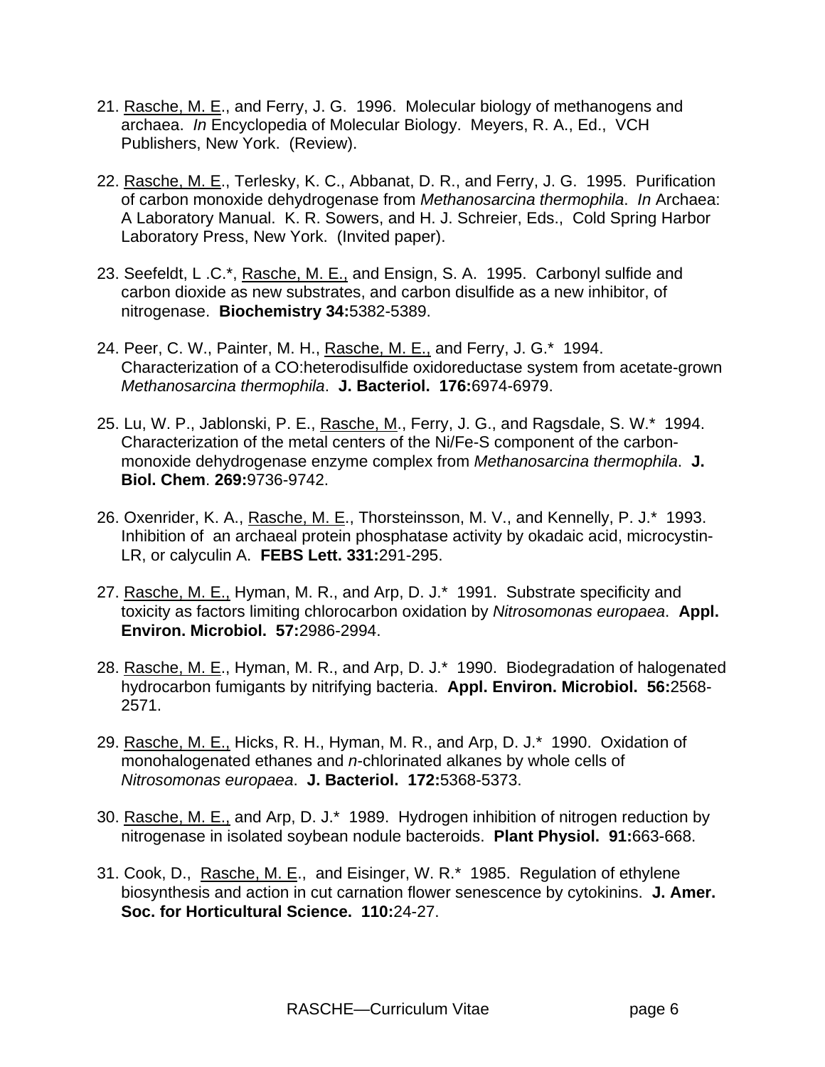21. Rasche, M. E., and Ferry, J. G. 1996. Molecular biology of methanogens and archaea. *In* Encyclopedia of Molecular Biology. Meyers, R. A., Ed., VCH Publishers, New York. (Review).

22. Rasche, M. E., Terlesky, K. C., Abbanat, D. R., and Ferry, J. G. 1995. Purification of carbon monoxide dehydrogenase from *Methanosarcina thermophila*. *In* Archaea: A Laboratory Manual. K. R. Sowers, and H. J. Schreier, Eds., Cold Spring Harbor Laboratory Press, New York. (Invited paper).

23. Seefeldt, L .C.*, Rasche, M. E., and Ensign, S. A. 1995. Carbonyl sulfide and carbon dioxide as new substrates, and carbon disulfide as a new inhibitor, of nitrogenase. **Biochemistry 34:**5382-5389.

24. Peer, C. W., Painter, M. H., Rasche, M. E., and Ferry, J. G.* 1994. Characterization of a CO:heterodisulfide oxidoreductase system from acetate-grown *Methanosarcina thermophila*. **J. Bacteriol. 176:**6974-6979.

25. Lu, W. P., Jablonski, P. E., Rasche, M., Ferry, J. G., and Ragsdale, S. W.* 1994. Characterization of the metal centers of the Ni/Fe-S component of the carbon-monoxide dehydrogenase enzyme complex from *Methanosarcina thermophila*. **J. Biol. Chem**. **269:**9736-9742.

26. Oxenrider, K. A., Rasche, M. E., Thorsteinsson, M. V., and Kennelly, P. J.* 1993. Inhibition of an archaeal protein phosphatase activity by okadaic acid, microcystin-LR, or calyculin A. **FEBS Lett. 331:**291-295.

27. Rasche, M. E., Hyman, M. R., and Arp, D. J.* 1991. Substrate specificity and toxicity as factors limiting chlorocarbon oxidation by *Nitrosomonas europaea*. **Appl. Environ. Microbiol. 57:**2986-2994.

28. Rasche, M. E., Hyman, M. R., and Arp, D. J.* 1990. Biodegradation of halogenated hydrocarbon fumigants by nitrifying bacteria. **Appl. Environ. Microbiol. 56:**2568-2571.

29. Rasche, M. E., Hicks, R. H., Hyman, M. R., and Arp, D. J.* 1990. Oxidation of monohalogenated ethanes and *n*-chlorinated alkanes by whole cells of *Nitrosomonas europaea*. **J. Bacteriol. 172:**5368-5373.

30. Rasche, M. E., and Arp, D. J.* 1989. Hydrogen inhibition of nitrogen reduction by nitrogenase in isolated soybean nodule bacteroids. **Plant Physiol. 91:**663-668.

31. Cook, D., Rasche, M. E., and Eisinger, W. R.* 1985. Regulation of ethylene biosynthesis and action in cut carnation flower senescence by cytokinins. **J. Amer. Soc. for Horticultural Science. 110:**24-27.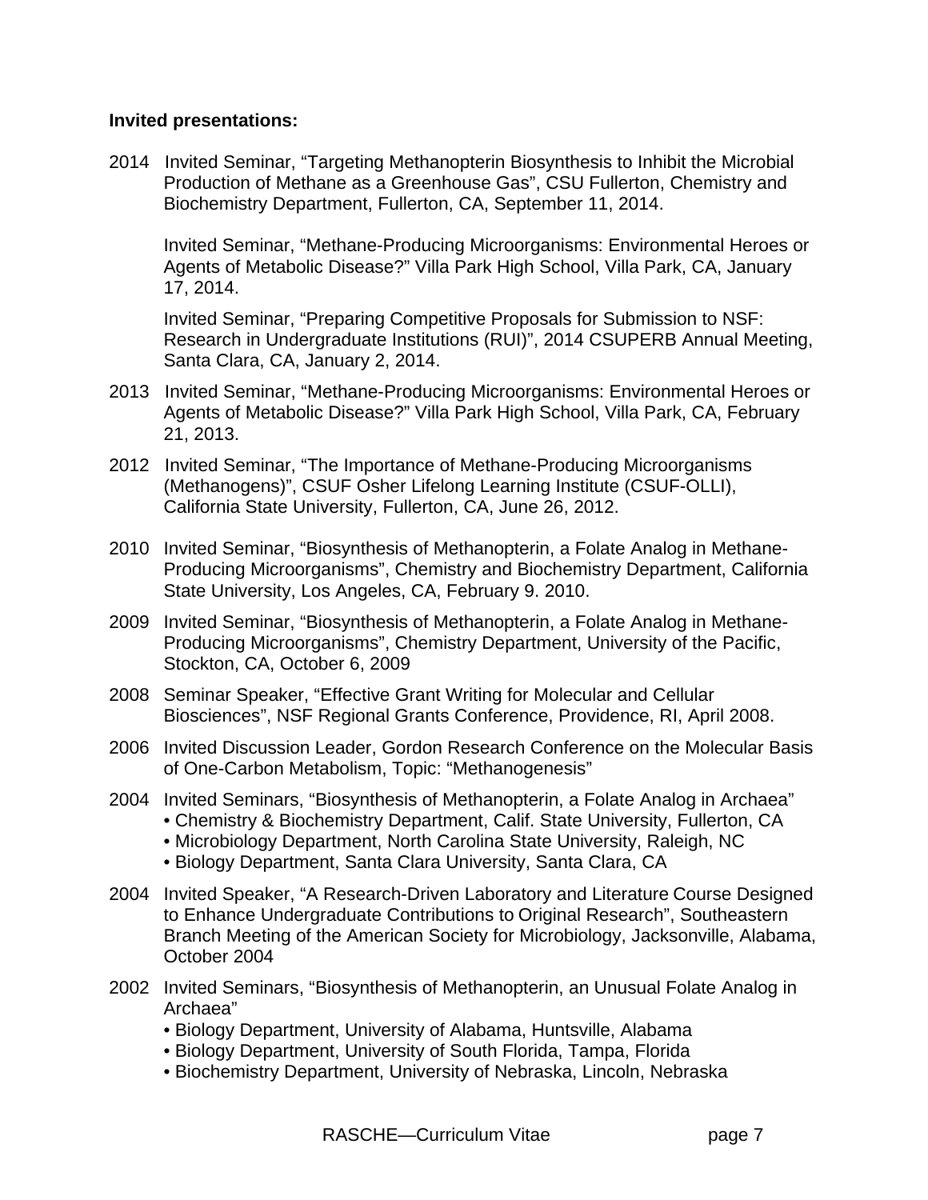**Invited presentations:**

2014 Invited Seminar, “Targeting Methanopterin Biosynthesis to Inhibit the Microbial Production of Methane as a Greenhouse Gas”, CSU Fullerton, Chemistry and Biochemistry Department, Fullerton, CA, September 11, 2014.

Invited Seminar, “Methane-Producing Microorganisms: Environmental Heroes or Agents of Metabolic Disease?” Villa Park High School, Villa Park, CA, January 17, 2014.

Invited Seminar, “Preparing Competitive Proposals for Submission to NSF: Research in Undergraduate Institutions (RUI)”, 2014 CSUPERB Annual Meeting, Santa Clara, CA, January 2, 2014.

2013 Invited Seminar, “Methane-Producing Microorganisms: Environmental Heroes or Agents of Metabolic Disease?” Villa Park High School, Villa Park, CA, February 21, 2013.

2012 Invited Seminar, “The Importance of Methane-Producing Microorganisms (Methanogens)”, CSUF Osher Lifelong Learning Institute (CSUF-OLLI), California State University, Fullerton, CA, June 26, 2012.

2010 Invited Seminar, “Biosynthesis of Methanopterin, a Folate Analog in Methane-Producing Microorganisms”, Chemistry and Biochemistry Department, California State University, Los Angeles, CA, February 9. 2010.

2009 Invited Seminar, “Biosynthesis of Methanopterin, a Folate Analog in Methane-Producing Microorganisms”, Chemistry Department, University of the Pacific, Stockton, CA, October 6, 2009

2008 Seminar Speaker, “Effective Grant Writing for Molecular and Cellular Biosciences”, NSF Regional Grants Conference, Providence, RI, April 2008.

2006 Invited Discussion Leader, Gordon Research Conference on the Molecular Basis of One-Carbon Metabolism, Topic: “Methanogenesis”

2004 Invited Seminars, “Biosynthesis of Methanopterin, a Folate Analog in Archaea”
- Chemistry & Biochemistry Department, Calif. State University, Fullerton, CA
- Microbiology Department, North Carolina State University, Raleigh, NC
- Biology Department, Santa Clara University, Santa Clara, CA

2004 Invited Speaker, “A Research-Driven Laboratory and Literature Course Designed to Enhance Undergraduate Contributions to Original Research”, Southeastern Branch Meeting of the American Society for Microbiology, Jacksonville, Alabama, October 2004

2002 Invited Seminars, “Biosynthesis of Methanopterin, an Unusual Folate Analog in Archaea”
- Biology Department, University of Alabama, Huntsville, Alabama
- Biology Department, University of South Florida, Tampa, Florida
- Biochemistry Department, University of Nebraska, Lincoln, Nebraska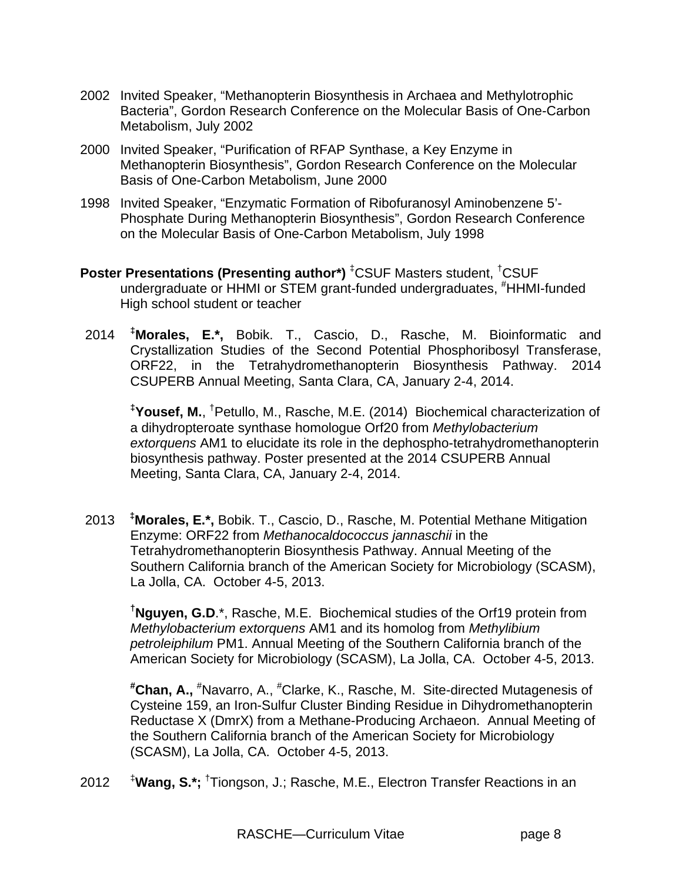2002 Invited Speaker, "Methanopterin Biosynthesis in Archaea and Methylotrophic Bacteria", Gordon Research Conference on the Molecular Basis of One-Carbon Metabolism, July 2002

2000 Invited Speaker, "Purification of RFAP Synthase, a Key Enzyme in Methanopterin Biosynthesis", Gordon Research Conference on the Molecular Basis of One-Carbon Metabolism, June 2000

1998 Invited Speaker, "Enzymatic Formation of Ribofuranosyl Aminobenzene 5'-Phosphate During Methanopterin Biosynthesis", Gordon Research Conference on the Molecular Basis of One-Carbon Metabolism, July 1998

**Poster Presentations (Presenting author*)** ‡CSUF Masters student, †CSUF undergraduate or HHMI or STEM grant-funded undergraduates, #HHMI-funded High school student or teacher

2014 ‡**Morales, E.*,** Bobik. T., Cascio, D., Rasche, M. Bioinformatic and Crystallization Studies of the Second Potential Phosphoribosyl Transferase, ORF22, in the Tetrahydromethanopterin Biosynthesis Pathway. 2014 CSUPERB Annual Meeting, Santa Clara, CA, January 2-4, 2014.

‡**Yousef, M.**, †Petullo, M., Rasche, M.E. (2014) Biochemical characterization of a dihydropteroate synthase homologue Orf20 from *Methylobacterium extorquens* AM1 to elucidate its role in the dephospho-tetrahydromethanopterin biosynthesis pathway. Poster presented at the 2014 CSUPERB Annual Meeting, Santa Clara, CA, January 2-4, 2014.

2013 ‡**Morales, E.*,** Bobik. T., Cascio, D., Rasche, M. Potential Methane Mitigation Enzyme: ORF22 from *Methanocaldococcus jannaschii* in the Tetrahydromethanopterin Biosynthesis Pathway. Annual Meeting of the Southern California branch of the American Society for Microbiology (SCASM), La Jolla, CA. October 4-5, 2013.

†**Nguyen, G.D**.*, Rasche, M.E. Biochemical studies of the Orf19 protein from *Methylobacterium extorquens* AM1 and its homolog from *Methylibium petroleiphilum* PM1. Annual Meeting of the Southern California branch of the American Society for Microbiology (SCASM), La Jolla, CA. October 4-5, 2013.

#**Chan, A.,** #Navarro, A., #Clarke, K., Rasche, M. Site-directed Mutagenesis of Cysteine 159, an Iron-Sulfur Cluster Binding Residue in Dihydromethanopterin Reductase X (DmrX) from a Methane-Producing Archaeon. Annual Meeting of the Southern California branch of the American Society for Microbiology (SCASM), La Jolla, CA. October 4-5, 2013.

2012 ‡**Wang, S.*;** †Tiongson, J.; Rasche, M.E., Electron Transfer Reactions in an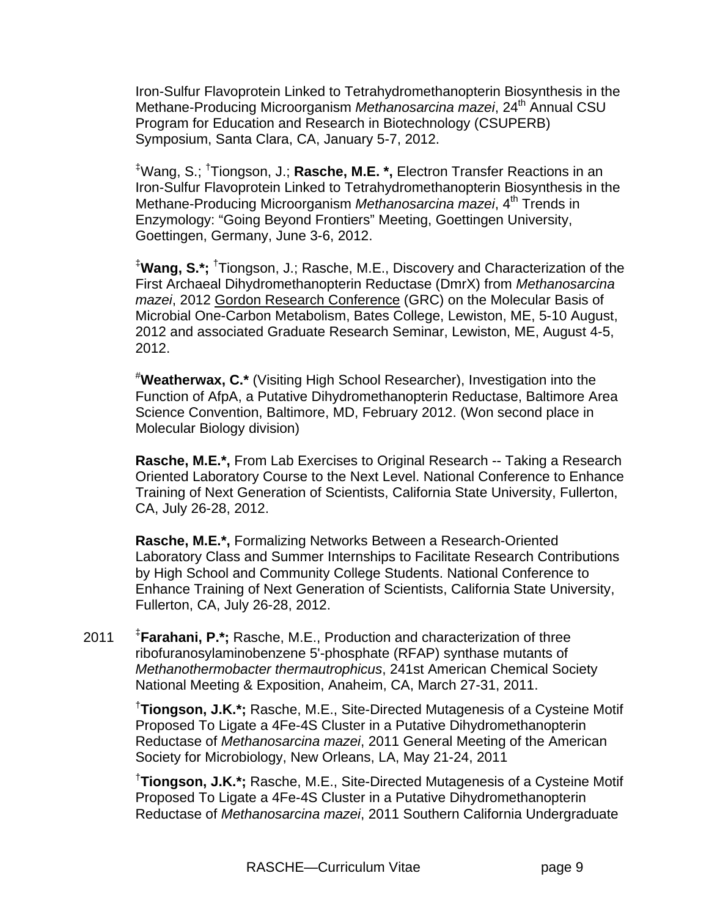Iron-Sulfur Flavoprotein Linked to Tetrahydromethanopterin Biosynthesis in the Methane-Producing Microorganism *Methanosarcina mazei*, 24th Annual CSU Program for Education and Research in Biotechnology (CSUPERB) Symposium, Santa Clara, CA, January 5-7, 2012.

‡Wang, S.; †Tiongson, J.; **Rasche, M.E. \*,** Electron Transfer Reactions in an Iron-Sulfur Flavoprotein Linked to Tetrahydromethanopterin Biosynthesis in the Methane-Producing Microorganism *Methanosarcina mazei*, 4th Trends in Enzymology: "Going Beyond Frontiers" Meeting, Goettingen University, Goettingen, Germany, June 3-6, 2012.

‡**Wang, S.\*;** †Tiongson, J.; Rasche, M.E., Discovery and Characterization of the First Archaeal Dihydromethanopterin Reductase (DmrX) from *Methanosarcina mazei*, 2012 Gordon Research Conference (GRC) on the Molecular Basis of Microbial One-Carbon Metabolism, Bates College, Lewiston, ME, 5-10 August, 2012 and associated Graduate Research Seminar, Lewiston, ME, August 4-5, 2012.

#**Weatherwax, C.\*** (Visiting High School Researcher), Investigation into the Function of AfpA, a Putative Dihydromethanopterin Reductase, Baltimore Area Science Convention, Baltimore, MD, February 2012. (Won second place in Molecular Biology division)

**Rasche, M.E.\*,** From Lab Exercises to Original Research -- Taking a Research Oriented Laboratory Course to the Next Level. National Conference to Enhance Training of Next Generation of Scientists, California State University, Fullerton, CA, July 26-28, 2012.

**Rasche, M.E.\*,** Formalizing Networks Between a Research-Oriented Laboratory Class and Summer Internships to Facilitate Research Contributions by High School and Community College Students. National Conference to Enhance Training of Next Generation of Scientists, California State University, Fullerton, CA, July 26-28, 2012.

2011 ‡**Farahani, P.\*;** Rasche, M.E., Production and characterization of three ribofuranosylaminobenzene 5'-phosphate (RFAP) synthase mutants of *Methanothermobacter thermautrophicus*, 241st American Chemical Society National Meeting & Exposition, Anaheim, CA, March 27-31, 2011.

†**Tiongson, J.K.\*;** Rasche, M.E., Site-Directed Mutagenesis of a Cysteine Motif Proposed To Ligate a 4Fe-4S Cluster in a Putative Dihydromethanopterin Reductase of *Methanosarcina mazei*, 2011 General Meeting of the American Society for Microbiology, New Orleans, LA, May 21-24, 2011

†**Tiongson, J.K.\*;** Rasche, M.E., Site-Directed Mutagenesis of a Cysteine Motif Proposed To Ligate a 4Fe-4S Cluster in a Putative Dihydromethanopterin Reductase of *Methanosarcina mazei*, 2011 Southern California Undergraduate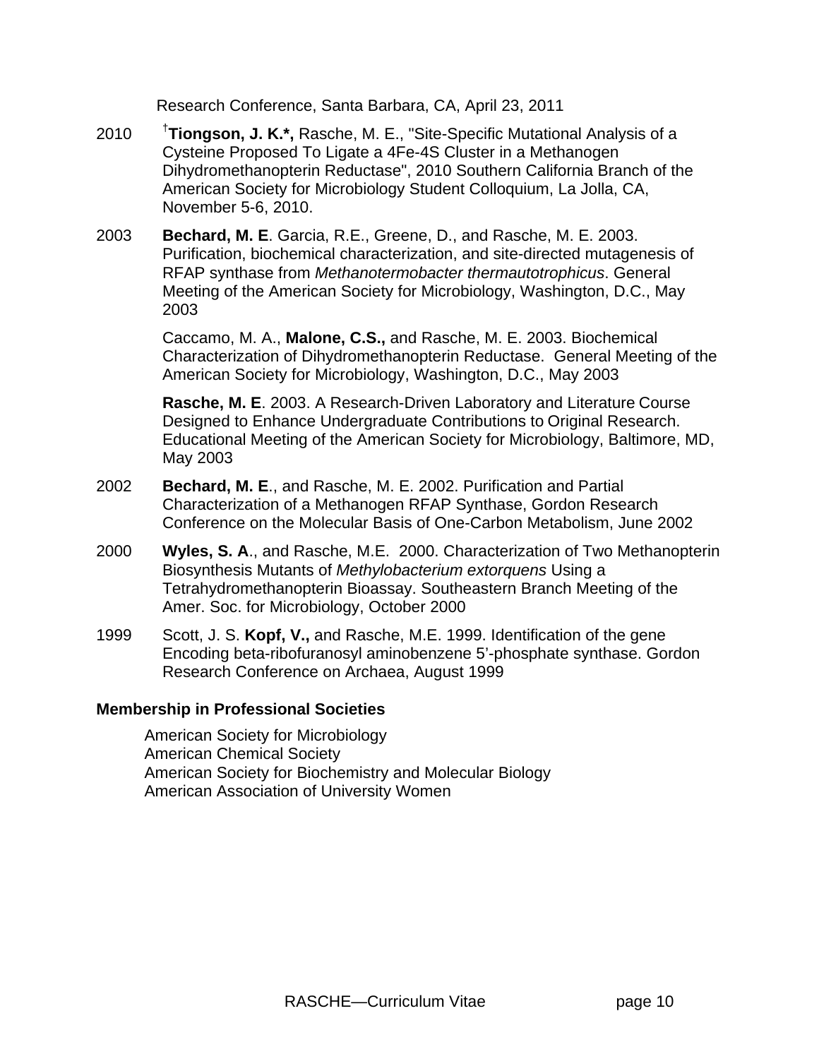Research Conference, Santa Barbara, CA, April 23, 2011

2010 †**Tiongson, J. K.*,** Rasche, M. E., "Site-Specific Mutational Analysis of a Cysteine Proposed To Ligate a 4Fe-4S Cluster in a Methanogen Dihydromethanopterin Reductase", 2010 Southern California Branch of the American Society for Microbiology Student Colloquium, La Jolla, CA, November 5-6, 2010.

2003 **Bechard, M. E**. Garcia, R.E., Greene, D., and Rasche, M. E. 2003. Purification, biochemical characterization, and site-directed mutagenesis of RFAP synthase from *Methanotermobacter thermautotrophicus*. General Meeting of the American Society for Microbiology, Washington, D.C., May 2003

Caccamo, M. A., **Malone, C.S.,** and Rasche, M. E. 2003. Biochemical Characterization of Dihydromethanopterin Reductase. General Meeting of the American Society for Microbiology, Washington, D.C., May 2003

**Rasche, M. E**. 2003. A Research-Driven Laboratory and Literature Course Designed to Enhance Undergraduate Contributions to Original Research. Educational Meeting of the American Society for Microbiology, Baltimore, MD, May 2003

2002 **Bechard, M. E**., and Rasche, M. E. 2002. Purification and Partial Characterization of a Methanogen RFAP Synthase, Gordon Research Conference on the Molecular Basis of One-Carbon Metabolism, June 2002

2000 **Wyles, S. A**., and Rasche, M.E. 2000. Characterization of Two Methanopterin Biosynthesis Mutants of *Methylobacterium extorquens* Using a Tetrahydromethanopterin Bioassay. Southeastern Branch Meeting of the Amer. Soc. for Microbiology, October 2000

1999 Scott, J. S. **Kopf, V.,** and Rasche, M.E. 1999. Identification of the gene Encoding beta-ribofuranosyl aminobenzene 5'-phosphate synthase. Gordon Research Conference on Archaea, August 1999

**Membership in Professional Societies**

American Society for Microbiology
American Chemical Society
American Society for Biochemistry and Molecular Biology
American Association of University Women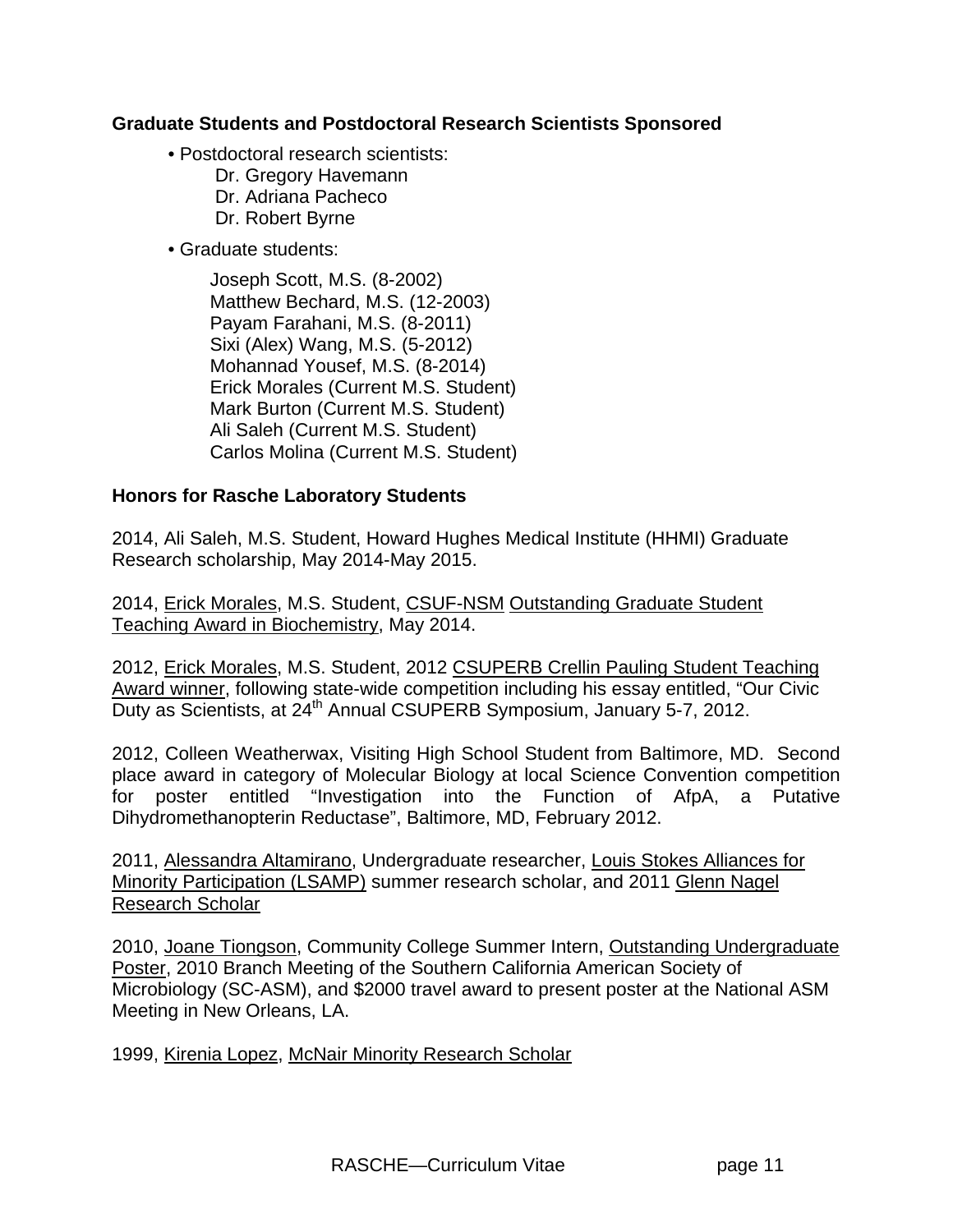### Graduate Students and Postdoctoral Research Scientists Sponsored

- Postdoctoral research scientists:
  - Dr. Gregory Havemann
  - Dr. Adriana Pacheco
  - Dr. Robert Byrne
- Graduate students:
  - Joseph Scott, M.S. (8-2002)
  - Matthew Bechard, M.S. (12-2003)
  - Payam Farahani, M.S. (8-2011)
  - Sixi (Alex) Wang, M.S. (5-2012)
  - Mohannad Yousef, M.S. (8-2014)
  - Erick Morales (Current M.S. Student)
  - Mark Burton (Current M.S. Student)
  - Ali Saleh (Current M.S. Student)
  - Carlos Molina (Current M.S. Student)

### Honors for Rasche Laboratory Students

2014, Ali Saleh, M.S. Student, Howard Hughes Medical Institute (HHMI) Graduate Research scholarship, May 2014-May 2015.

2014, Erick Morales, M.S. Student, CSUF-NSM Outstanding Graduate Student Teaching Award in Biochemistry, May 2014.

2012, Erick Morales, M.S. Student, 2012 CSUPERB Crellin Pauling Student Teaching Award winner, following state-wide competition including his essay entitled, "Our Civic Duty as Scientists, at 24th Annual CSUPERB Symposium, January 5-7, 2012.

2012, Colleen Weatherwax, Visiting High School Student from Baltimore, MD. Second place award in category of Molecular Biology at local Science Convention competition for poster entitled "Investigation into the Function of AfpA, a Putative Dihydromethanopterin Reductase", Baltimore, MD, February 2012.

2011, Alessandra Altamirano, Undergraduate researcher, Louis Stokes Alliances for Minority Participation (LSAMP) summer research scholar, and 2011 Glenn Nagel Research Scholar

2010, Joane Tiongson, Community College Summer Intern, Outstanding Undergraduate Poster, 2010 Branch Meeting of the Southern California American Society of Microbiology (SC-ASM), and $2000 travel award to present poster at the National ASM Meeting in New Orleans, LA.

1999, Kirenia Lopez, McNair Minority Research Scholar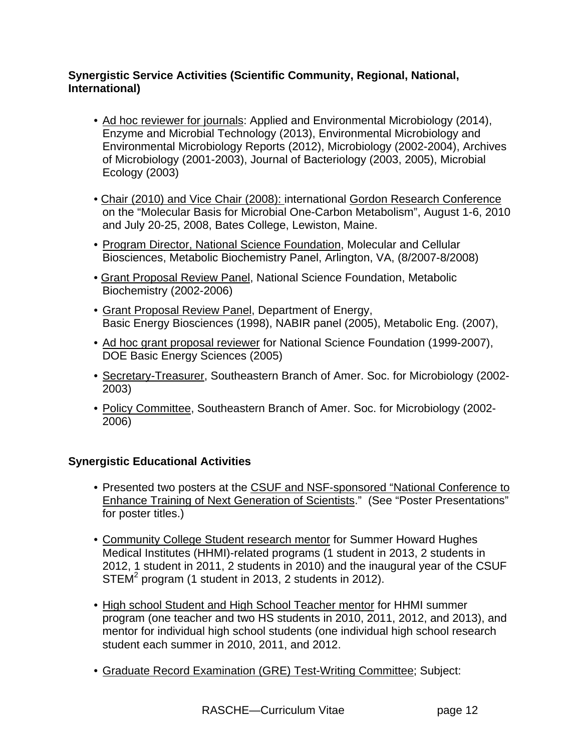**Synergistic Service Activities (Scientific Community, Regional, National, International)**

- Ad hoc reviewer for journals: Applied and Environmental Microbiology (2014), Enzyme and Microbial Technology (2013), Environmental Microbiology and Environmental Microbiology Reports (2012), Microbiology (2002-2004), Archives of Microbiology (2001-2003), Journal of Bacteriology (2003, 2005), Microbial Ecology (2003)

- Chair (2010) and Vice Chair (2008): international Gordon Research Conference on the "Molecular Basis for Microbial One-Carbon Metabolism", August 1-6, 2010 and July 20-25, 2008, Bates College, Lewiston, Maine.

- Program Director, National Science Foundation, Molecular and Cellular Biosciences, Metabolic Biochemistry Panel, Arlington, VA, (8/2007-8/2008)

- Grant Proposal Review Panel, National Science Foundation, Metabolic Biochemistry (2002-2006)

- Grant Proposal Review Panel, Department of Energy, Basic Energy Biosciences (1998), NABIR panel (2005), Metabolic Eng. (2007),

- Ad hoc grant proposal reviewer for National Science Foundation (1999-2007), DOE Basic Energy Sciences (2005)

- Secretary-Treasurer, Southeastern Branch of Amer. Soc. for Microbiology (2002-2003)

- Policy Committee, Southeastern Branch of Amer. Soc. for Microbiology (2002-2006)

**Synergistic Educational Activities**

- Presented two posters at the CSUF and NSF-sponsored "National Conference to Enhance Training of Next Generation of Scientists." (See "Poster Presentations" for poster titles.)

- Community College Student research mentor for Summer Howard Hughes Medical Institutes (HHMI)-related programs (1 student in 2013, 2 students in 2012, 1 student in 2011, 2 students in 2010) and the inaugural year of the CSUF $STEM^2$ program (1 student in 2013, 2 students in 2012).

- High school Student and High School Teacher mentor for HHMI summer program (one teacher and two HS students in 2010, 2011, 2012, and 2013), and mentor for individual high school students (one individual high school research student each summer in 2010, 2011, and 2012.

- Graduate Record Examination (GRE) Test-Writing Committee; Subject: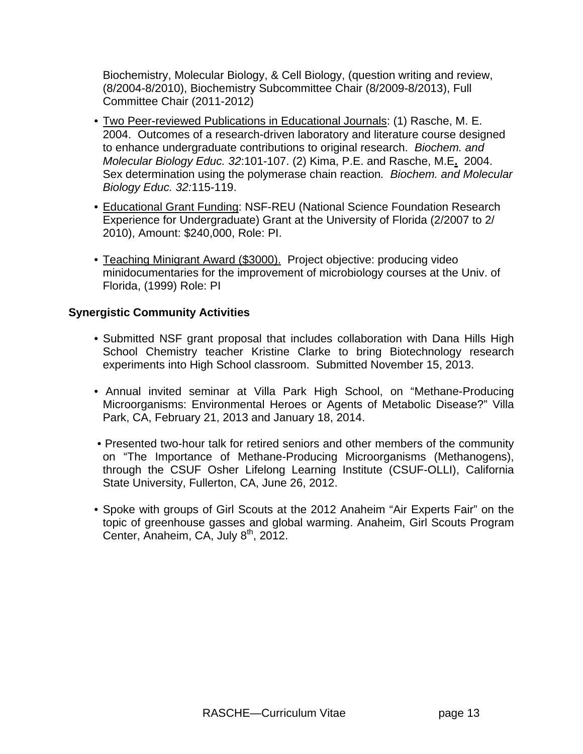Biochemistry, Molecular Biology, & Cell Biology, (question writing and review, (8/2004-8/2010), Biochemistry Subcommittee Chair (8/2009-8/2013), Full Committee Chair (2011-2012)

- Two Peer-reviewed Publications in Educational Journals: (1) Rasche, M. E. 2004. Outcomes of a research-driven laboratory and literature course designed to enhance undergraduate contributions to original research. *Biochem. and Molecular Biology Educ. 32*:101-107. (2) Kima, P.E. and Rasche, M.E. 2004. Sex determination using the polymerase chain reaction. *Biochem. and Molecular Biology Educ. 32:*115-119.

- Educational Grant Funding: NSF-REU (National Science Foundation Research Experience for Undergraduate) Grant at the University of Florida (2/2007 to 2/2010), Amount: $240,000, Role: PI.

- Teaching Minigrant Award ($3000). Project objective: producing video minidocumentaries for the improvement of microbiology courses at the Univ. of Florida, (1999) Role: PI

**Synergistic Community Activities**

- Submitted NSF grant proposal that includes collaboration with Dana Hills High School Chemistry teacher Kristine Clarke to bring Biotechnology research experiments into High School classroom. Submitted November 15, 2013.

- Annual invited seminar at Villa Park High School, on "Methane-Producing Microorganisms: Environmental Heroes or Agents of Metabolic Disease?" Villa Park, CA, February 21, 2013 and January 18, 2014.

- Presented two-hour talk for retired seniors and other members of the community on "The Importance of Methane-Producing Microorganisms (Methanogens), through the CSUF Osher Lifelong Learning Institute (CSUF-OLLI), California State University, Fullerton, CA, June 26, 2012.

- Spoke with groups of Girl Scouts at the 2012 Anaheim "Air Experts Fair" on the topic of greenhouse gasses and global warming. Anaheim, Girl Scouts Program Center, Anaheim, CA, July 8th, 2012.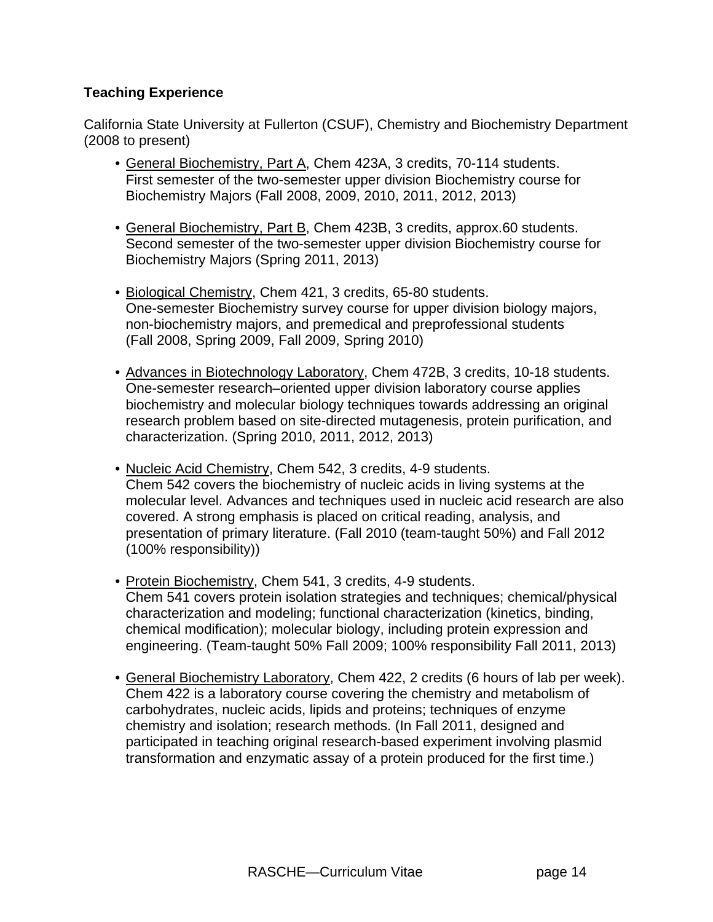### Teaching Experience

California State University at Fullerton (CSUF), Chemistry and Biochemistry Department (2008 to present)

- General Biochemistry, Part A, Chem 423A, 3 credits, 70-114 students.
  First semester of the two-semester upper division Biochemistry course for Biochemistry Majors (Fall 2008, 2009, 2010, 2011, 2012, 2013)

- General Biochemistry, Part B, Chem 423B, 3 credits, approx.60 students.
  Second semester of the two-semester upper division Biochemistry course for Biochemistry Majors (Spring 2011, 2013)

- Biological Chemistry, Chem 421, 3 credits, 65-80 students.
  One-semester Biochemistry survey course for upper division biology majors, non-biochemistry majors, and premedical and preprofessional students (Fall 2008, Spring 2009, Fall 2009, Spring 2010)

- Advances in Biotechnology Laboratory, Chem 472B, 3 credits, 10-18 students.
  One-semester research–oriented upper division laboratory course applies biochemistry and molecular biology techniques towards addressing an original research problem based on site-directed mutagenesis, protein purification, and characterization. (Spring 2010, 2011, 2012, 2013)

- Nucleic Acid Chemistry, Chem 542, 3 credits, 4-9 students.
  Chem 542 covers the biochemistry of nucleic acids in living systems at the molecular level. Advances and techniques used in nucleic acid research are also covered. A strong emphasis is placed on critical reading, analysis, and presentation of primary literature. (Fall 2010 (team-taught 50%) and Fall 2012 (100% responsibility))

- Protein Biochemistry, Chem 541, 3 credits, 4-9 students.
  Chem 541 covers protein isolation strategies and techniques; chemical/physical characterization and modeling; functional characterization (kinetics, binding, chemical modification); molecular biology, including protein expression and engineering. (Team-taught 50% Fall 2009; 100% responsibility Fall 2011, 2013)

- General Biochemistry Laboratory, Chem 422, 2 credits (6 hours of lab per week).
  Chem 422 is a laboratory course covering the chemistry and metabolism of carbohydrates, nucleic acids, lipids and proteins; techniques of enzyme chemistry and isolation; research methods. (In Fall 2011, designed and participated in teaching original research-based experiment involving plasmid transformation and enzymatic assay of a protein produced for the first time.)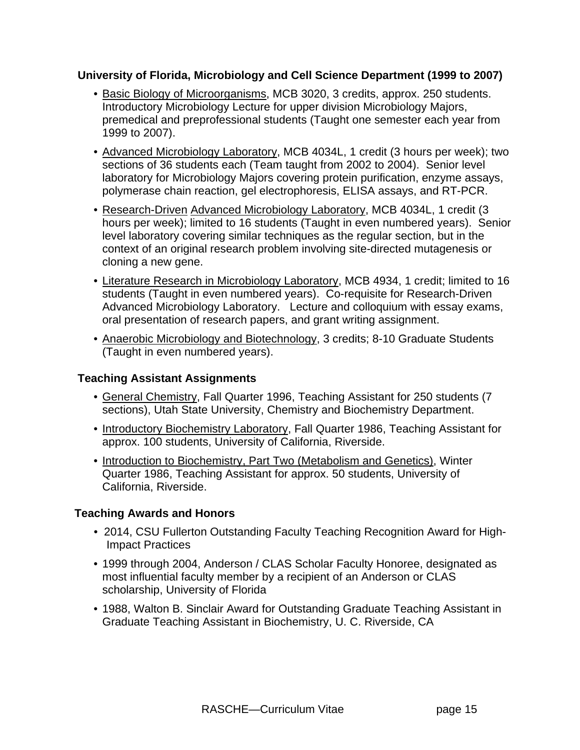**University of Florida, Microbiology and Cell Science Department (1999 to 2007)**

- Basic Biology of Microorganisms, MCB 3020, 3 credits, approx. 250 students. Introductory Microbiology Lecture for upper division Microbiology Majors, premedical and preprofessional students (Taught one semester each year from 1999 to 2007).
- Advanced Microbiology Laboratory, MCB 4034L, 1 credit (3 hours per week); two sections of 36 students each (Team taught from 2002 to 2004). Senior level laboratory for Microbiology Majors covering protein purification, enzyme assays, polymerase chain reaction, gel electrophoresis, ELISA assays, and RT-PCR.
- Research-Driven Advanced Microbiology Laboratory, MCB 4034L, 1 credit (3 hours per week); limited to 16 students (Taught in even numbered years). Senior level laboratory covering similar techniques as the regular section, but in the context of an original research problem involving site-directed mutagenesis or cloning a new gene.
- Literature Research in Microbiology Laboratory, MCB 4934, 1 credit; limited to 16 students (Taught in even numbered years). Co-requisite for Research-Driven Advanced Microbiology Laboratory. Lecture and colloquium with essay exams, oral presentation of research papers, and grant writing assignment.
- Anaerobic Microbiology and Biotechnology, 3 credits; 8-10 Graduate Students (Taught in even numbered years).

**Teaching Assistant Assignments**

- General Chemistry, Fall Quarter 1996, Teaching Assistant for 250 students (7 sections), Utah State University, Chemistry and Biochemistry Department.
- Introductory Biochemistry Laboratory, Fall Quarter 1986, Teaching Assistant for approx. 100 students, University of California, Riverside.
- Introduction to Biochemistry, Part Two (Metabolism and Genetics), Winter Quarter 1986, Teaching Assistant for approx. 50 students, University of California, Riverside.

**Teaching Awards and Honors**

- 2014, CSU Fullerton Outstanding Faculty Teaching Recognition Award for High-Impact Practices
- 1999 through 2004, Anderson / CLAS Scholar Faculty Honoree, designated as most influential faculty member by a recipient of an Anderson or CLAS scholarship, University of Florida
- 1988, Walton B. Sinclair Award for Outstanding Graduate Teaching Assistant in Graduate Teaching Assistant in Biochemistry, U. C. Riverside, CA